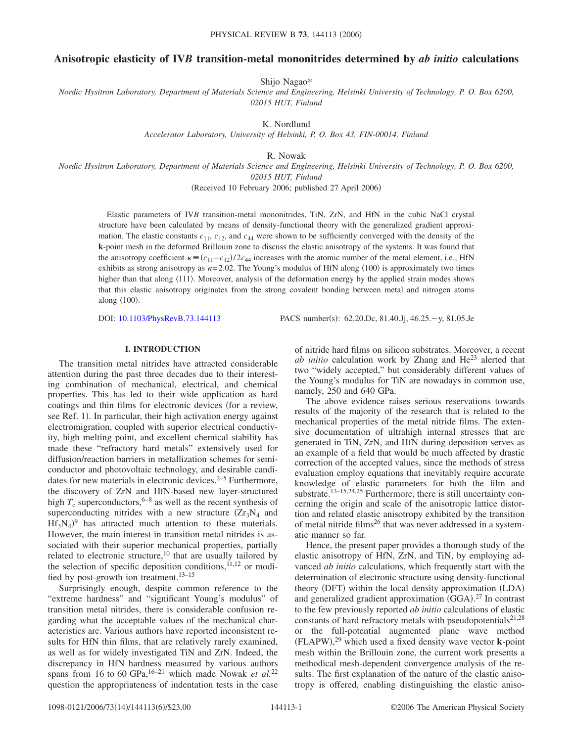# Anisotropic elasticity of IV*B* transition-metal mononitrides determined by *ab initio* calculations

Shijo Nagao*

*Nordic Hysitron Laboratory, Department of Materials Science and Engineering, Helsinki University of Technology, P. O. Box 6200, 02015 HUT, Finland*

K. Nordlund

*Accelerator Laboratory, University of Helsinki, P. O. Box 43, FIN-00014, Finland*

R. Nowak

*Nordic Hysitron Laboratory, Department of Materials Science and Engineering, Helsinki University of Technology, P. O. Box 6200, 02015 HUT, Finland*

(Received 10 February 2006; published 27 April 2006)

Elastic parameters of IV*B* transition-metal mononitrides, TiN, ZrN, and HfN in the cubic NaCl crystal structure have been calculated by means of density-functional theory with the generalized gradient approximation. The elastic constants $c_{11}$, $c_{12}$, and $c_{44}$ were shown to be sufficiently converged with the density of the **k**-point mesh in the deformed Brillouin zone to discuss the elastic anisotropy of the systems. It was found that the anisotropy coefficient $\kappa \equiv (c_{11}-c_{12})/2c_{44}$ increases with the atomic number of the metal element, i.e., HfN exhibits as strong anisotropy as $\kappa=2.02$. The Young's modulus of HfN along $\langle 100 \rangle$ is approximately two times higher than that along $\langle 111 \rangle$. Moreover, analysis of the deformation energy by the applied strain modes shows that this elastic anisotropy originates from the strong covalent bonding between metal and nitrogen atoms along $\langle 100 \rangle$.

DOI: 10.1103/PhysRevB.73.144113 PACS number(s): 62.20.Dc, 81.40.Jj, 46.25.−y, 81.05.Je

## I. INTRODUCTION

The transition metal nitrides have attracted considerable attention during the past three decades due to their interesting combination of mechanical, electrical, and chemical properties. This has led to their wide application as hard coatings and thin films for electronic devices (for a review, see Ref. 1). In particular, their high activation energy against electromigration, coupled with superior electrical conductivity, high melting point, and excellent chemical stability has made these "refractory hard metals" extensively used for diffusion/reaction barriers in metallization schemes for semiconductor and photovoltaic technology, and desirable candidates for new materials in electronic devices.[2–5] Furthermore, the discovery of ZrN and HfN-based new layer-structured high $T_c$ superconductors,[6–8] as well as the recent synthesis of superconducting nitrides with a new structure ($Zr_3N_4$ and $Hf_3N_4$)[9] has attracted much attention to these materials. However, the main interest in transition metal nitrides is associated with their superior mechanical properties, partially related to electronic structure,[10] that are usually tailored by the selection of specific deposition conditions,[11,12] or modified by post-growth ion treatment.[13–15]

Surprisingly enough, despite common reference to the "extreme hardness" and "significant Young's modulus" of transition metal nitrides, there is considerable confusion regarding what the acceptable values of the mechanical characteristics are. Various authors have reported inconsistent results for HfN thin films, that are relatively rarely examined, as well as for widely investigated TiN and ZrN. Indeed, the discrepancy in HfN hardness measured by various authors spans from 16 to 60 GPa,[16–21] which made Nowak *et al.*[22] question the appropriateness of indentation tests in the case of nitride hard films on silicon substrates. Moreover, a recent *ab initio* calculation work by Zhang and He[23] alerted that two "widely accepted," but considerably different values of the Young's modulus for TiN are nowadays in common use, namely, 250 and 640 GPa.

The above evidence raises serious reservations towards results of the majority of the research that is related to the mechanical properties of the metal nitride films. The extensive documentation of ultrahigh internal stresses that are generated in TiN, ZrN, and HfN during deposition serves as an example of a field that would be much affected by drastic correction of the accepted values, since the methods of stress evaluation employ equations that inevitably require accurate knowledge of elastic parameters for both the film and substrate.[13–15,24,25] Furthermore, there is still uncertainty concerning the origin and scale of the anisotropic lattice distortion and related elastic anisotropy exhibited by the transition of metal nitride films[26] that was never addressed in a systematic manner so far.

Hence, the present paper provides a thorough study of the elastic anisotropy of HfN, ZrN, and TiN, by employing advanced *ab initio* calculations, which frequently start with the determination of electronic structure using density-functional theory (DFT) within the local density approximation (LDA) and generalized gradient approximation (GGA).[27] In contrast to the few previously reported *ab initio* calculations of elastic constants of hard refractory metals with pseudopotentials[21,28] or the full-potential augmented plane wave method (FLAPW),[29] which used a fixed density wave vector **k**-point mesh within the Brillouin zone, the current work presents a methodical mesh-dependent convergence analysis of the results. The first explanation of the nature of the elastic anisotropy is offered, enabling distinguishing the elastic aniso-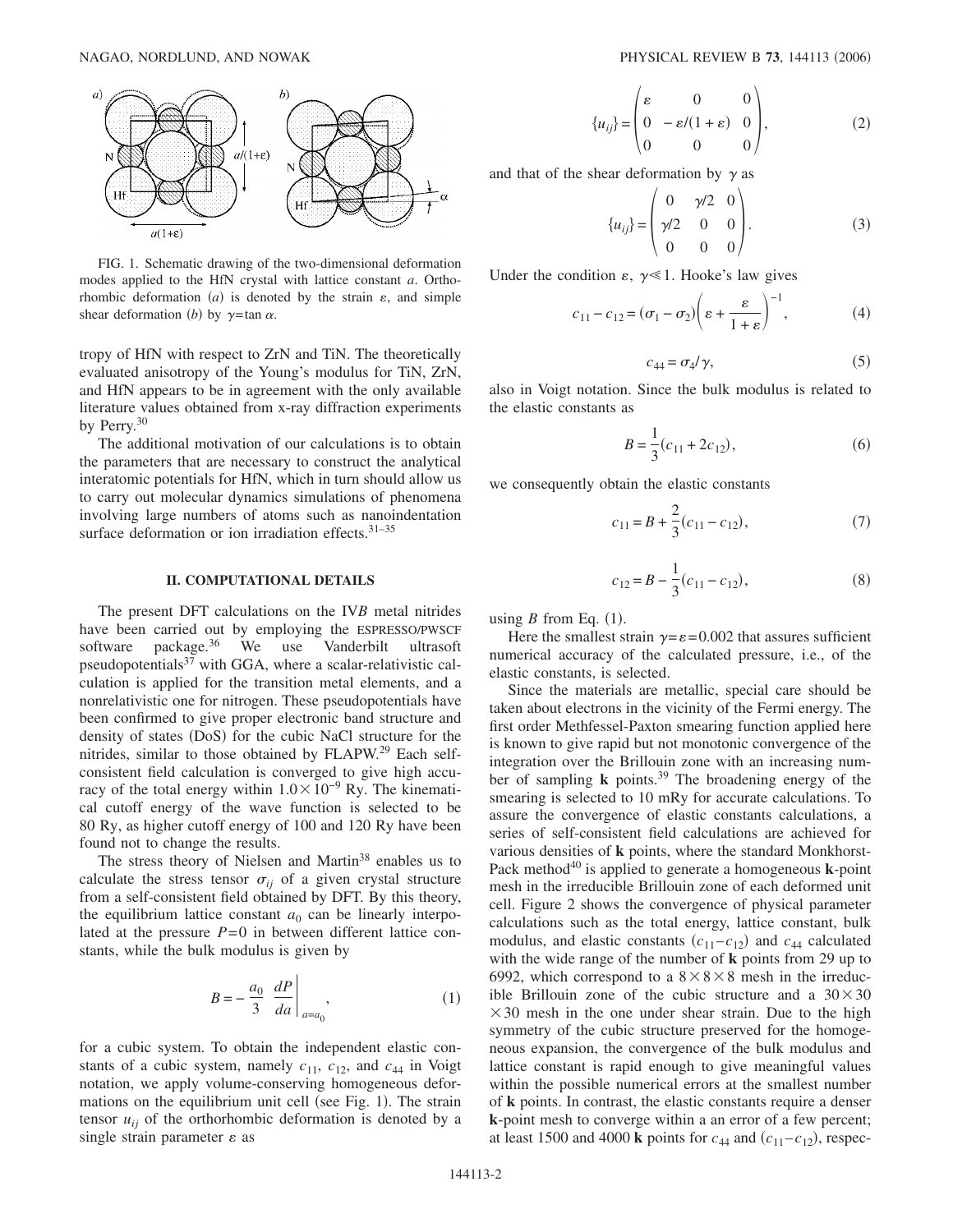FIG. 1. Schematic drawing of the two-dimensional deformation modes applied to the HfN crystal with lattice constant $a$. Orthorhombic deformation ($a$) is denoted by the strain $\varepsilon$, and simple shear deformation ($b$) by $\gamma = \tan \alpha$.

tropy of HfN with respect to ZrN and TiN. The theoretically evaluated anisotropy of the Young's modulus for TiN, ZrN, and HfN appears to be in agreement with the only available literature values obtained from x-ray diffraction experiments by Perry.[30]

The additional motivation of our calculations is to obtain the parameters that are necessary to construct the analytical interatomic potentials for HfN, which in turn should allow us to carry out molecular dynamics simulations of phenomena involving large numbers of atoms such as nanoindentation surface deformation or ion irradiation effects.[31–35]

## II. COMPUTATIONAL DETAILS

The present DFT calculations on the IV*B* metal nitrides have been carried out by employing the ESPRESSO/PWSCF software package.[36] We use Vanderbilt ultrasoft pseudopotentials[37] with GGA, where a scalar-relativistic calculation is applied for the transition metal elements, and a nonrelativistic one for nitrogen. These pseudopotentials have been confirmed to give proper electronic band structure and density of states (DoS) for the cubic NaCl structure for the nitrides, similar to those obtained by FLAPW.[29] Each self-consistent field calculation is converged to give high accuracy of the total energy within $1.0 \times 10^{-9}$ Ry. The kinematical cutoff energy of the wave function is selected to be 80 Ry, as higher cutoff energy of 100 and 120 Ry have been found not to change the results.

The stress theory of Nielsen and Martin[38] enables us to calculate the stress tensor $\sigma_{ij}$ of a given crystal structure from a self-consistent field obtained by DFT. By this theory, the equilibrium lattice constant $a_0$ can be linearly interpolated at the pressure $P=0$ in between different lattice constants, while the bulk modulus is given by

$$B = -\frac{a_0}{3} \left. \frac{dP}{da} \right|_{a=a_0}, \tag{1}$$

for a cubic system. To obtain the independent elastic constants of a cubic system, namely $c_{11}$, $c_{12}$, and $c_{44}$ in Voigt notation, we apply volume-conserving homogeneous deformations on the equilibrium unit cell (see Fig. 1). The strain tensor $u_{ij}$ of the orthorhombic deformation is denoted by a single strain parameter $\varepsilon$ as

$$\{u_{ij}\} = \begin{pmatrix} \varepsilon & 0 & 0 \\ 0 & -\varepsilon/(1+\varepsilon) & 0 \\ 0 & 0 & 0 \end{pmatrix}, \tag{2}$$

and that of the shear deformation by $\gamma$ as

$$\{u_{ij}\} = \begin{pmatrix} 0 & \gamma/2 & 0 \\ \gamma/2 & 0 & 0 \\ 0 & 0 & 0 \end{pmatrix}. \tag{3}$$

Under the condition $\varepsilon,\ \gamma \ll 1$. Hooke's law gives

$$c_{11} - c_{12} = (\sigma_1 - \sigma_2)\left(\varepsilon + \frac{\varepsilon}{1+\varepsilon}\right)^{-1}, \tag{4}$$

$$c_{44} = \sigma_4/\gamma, \tag{5}$$

also in Voigt notation. Since the bulk modulus is related to the elastic constants as

$$B = \frac{1}{3}(c_{11} + 2c_{12}), \tag{6}$$

we consequently obtain the elastic constants

$$c_{11} = B + \frac{2}{3}(c_{11} - c_{12}), \tag{7}$$

$$c_{12} = B - \frac{1}{3}(c_{11} - c_{12}), \tag{8}$$

using $B$ from Eq. (1).

Here the smallest strain $\gamma = \varepsilon = 0.002$ that assures sufficient numerical accuracy of the calculated pressure, i.e., of the elastic constants, is selected.

Since the materials are metallic, special care should be taken about electrons in the vicinity of the Fermi energy. The first order Methfessel-Paxton smearing function applied here is known to give rapid but not monotonic convergence of the integration over the Brillouin zone with an increasing number of sampling **k** points.[39] The broadening energy of the smearing is selected to 10 mRy for accurate calculations. To assure the convergence of elastic constants calculations, a series of self-consistent field calculations are achieved for various densities of **k** points, where the standard Monkhorst-Pack method[40] is applied to generate a homogeneous **k**-point mesh in the irreducible Brillouin zone of each deformed unit cell. Figure 2 shows the convergence of physical parameter calculations such as the total energy, lattice constant, bulk modulus, and elastic constants $(c_{11} - c_{12})$ and $c_{44}$ calculated with the wide range of the number of **k** points from 29 up to 6992, which correspond to a $8 \times 8 \times 8$ mesh in the irreducible Brillouin zone of the cubic structure and a $30 \times 30 \times 30$ mesh in the one under shear strain. Due to the high symmetry of the cubic structure preserved for the homogeneous expansion, the convergence of the bulk modulus and lattice constant is rapid enough to give meaningful values within the possible numerical errors at the smallest number of **k** points. In contrast, the elastic constants require a denser **k**-point mesh to converge within a an error of a few percent; at least 1500 and 4000 **k** points for $c_{44}$ and $(c_{11} - c_{12})$, respec-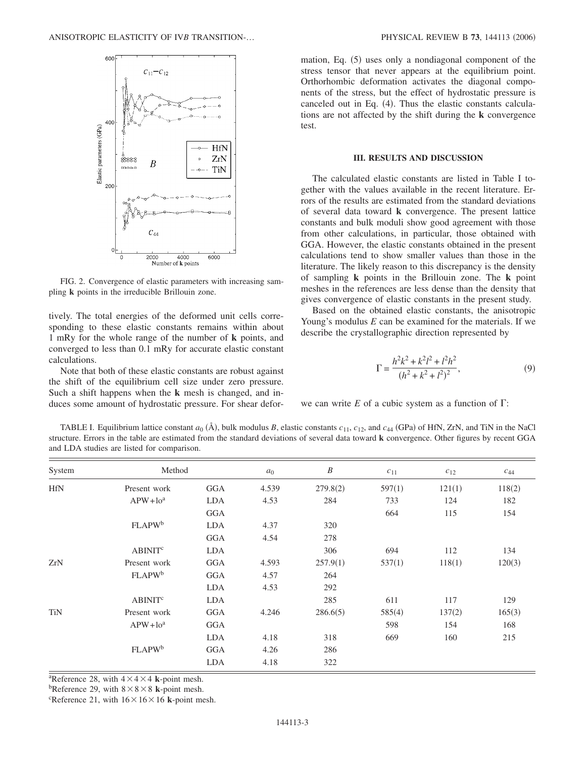FIG. 2. Convergence of elastic parameters with increasing sampling **k** points in the irreducible Brillouin zone.

tively. The total energies of the deformed unit cells corresponding to these elastic constants remains within about 1 mRy for the whole range of the number of **k** points, and converged to less than 0.1 mRy for accurate elastic constant calculations.

Note that both of these elastic constants are robust against the shift of the equilibrium cell size under zero pressure. Such a shift happens when the **k** mesh is changed, and induces some amount of hydrostatic pressure. For shear deformation, Eq. (5) uses only a nondiagonal component of the stress tensor that never appears at the equilibrium point. Orthorhombic deformation activates the diagonal components of the stress, but the effect of hydrostatic pressure is canceled out in Eq. (4). Thus the elastic constants calculations are not affected by the shift during the **k** convergence test.

## III. RESULTS AND DISCUSSION

The calculated elastic constants are listed in Table I together with the values available in the recent literature. Errors of the results are estimated from the standard deviations of several data toward **k** convergence. The present lattice constants and bulk moduli show good agreement with those from other calculations, in particular, those obtained with GGA. However, the elastic constants obtained in the present calculations tend to show smaller values than those in the literature. The likely reason to this discrepancy is the density of sampling **k** points in the Brillouin zone. The **k** point meshes in the references are less dense than the density that gives convergence of elastic constants in the present study.

Based on the obtained elastic constants, the anisotropic Young's modulus $E$ can be examined for the materials. If we describe the crystallographic direction represented by

$$\Gamma = \frac{h^2k^2 + k^2l^2 + l^2h^2}{(h^2 + k^2 + l^2)^2}, \tag{9}$$

we can write $E$ of a cubic system as a function of $\Gamma$:

TABLE I. Equilibrium lattice constant $a_0$ (Å), bulk modulus $B$, elastic constants $c_{11}$, $c_{12}$, and $c_{44}$ (GPa) of HfN, ZrN, and TiN in the NaCl structure. Errors in the table are estimated from the standard deviations of several data toward **k** convergence. Other figures by recent GGA and LDA studies are listed for comparison.

| System | Method | | $a_0$ | $B$ | $c_{11}$ | $c_{12}$ | $c_{44}$ |
|---|---|---|---|---|---|---|---|
| HfN | Present work | GGA | 4.539 | 279.8(2) | 597(1) | 121(1) | 118(2) |
| | APW+lo[a] | LDA | 4.53 | 284 | 733 | 124 | 182 |
| | | GGA | | | 664 | 115 | 154 |
| | FLAPW[b] | LDA | 4.37 | 320 | | | |
| | | GGA | 4.54 | 278 | | | |
| | ABINIT[c] | LDA | | 306 | 694 | 112 | 134 |
| ZrN | Present work | GGA | 4.593 | 257.9(1) | 537(1) | 118(1) | 120(3) |
| | FLAPW[b] | GGA | 4.57 | 264 | | | |
| | | LDA | 4.53 | 292 | | | |
| | ABINIT[c] | LDA | | 285 | 611 | 117 | 129 |
| TiN | Present work | GGA | 4.246 | 286.6(5) | 585(4) | 137(2) | 165(3) |
| | APW+lo[a] | GGA | | | 598 | 154 | 168 |
| | | LDA | 4.18 | 318 | 669 | 160 | 215 |
| | FLAPW[b] | GGA | 4.26 | 286 | | | |
| | | LDA | 4.18 | 322 | | | |

[a]Reference 28, with $4\times4\times4$ **k**-point mesh.
[b]Reference 29, with $8\times8\times8$ **k**-point mesh.
[c]Reference 21, with $16\times16\times16$ **k**-point mesh.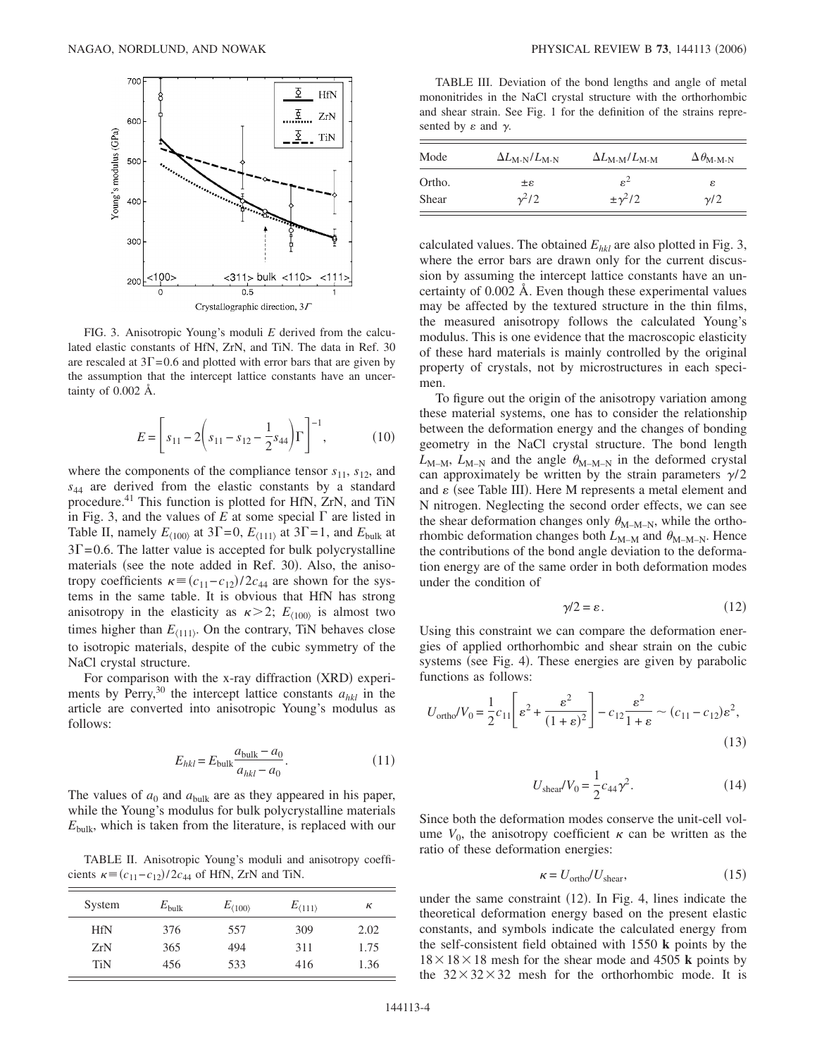FIG. 3. Anisotropic Young's moduli $E$ derived from the calculated elastic constants of HfN, ZrN, and TiN. The data in Ref. 30 are rescaled at $3\Gamma = 0.6$ and plotted with error bars that are given by the assumption that the intercept lattice constants have an uncertainty of 0.002 Å.

$$E = \left[ s_{11} - 2\left( s_{11} - s_{12} - \frac{1}{2} s_{44} \right) \Gamma \right]^{-1}, \tag{10}$$

where the components of the compliance tensor $s_{11}$, $s_{12}$, and $s_{44}$ are derived from the elastic constants by a standard procedure.[41] This function is plotted for HfN, ZrN, and TiN in Fig. 3, and the values of $E$ at some special $\Gamma$ are listed in Table II, namely $E_{\langle 100 \rangle}$ at $3\Gamma = 0$, $E_{\langle 111 \rangle}$ at $3\Gamma = 1$, and $E_{\text{bulk}}$ at $3\Gamma = 0.6$. The latter value is accepted for bulk polycrystalline materials (see the note added in Ref. 30). Also, the anisotropy coefficients $\kappa \equiv (c_{11} - c_{12})/2c_{44}$ are shown for the systems in the same table. It is obvious that HfN has strong anisotropy in the elasticity as $\kappa > 2$; $E_{\langle 100 \rangle}$ is almost two times higher than $E_{\langle 111 \rangle}$. On the contrary, TiN behaves close to isotropic materials, despite of the cubic symmetry of the NaCl crystal structure.

For comparison with the x-ray diffraction (XRD) experiments by Perry,[30] the intercept lattice constants $a_{hkl}$ in the article are converted into anisotropic Young's modulus as follows:

$$E_{hkl} = E_{\text{bulk}} \frac{a_{\text{bulk}} - a_0}{a_{hkl} - a_0}. \tag{11}$$

The values of $a_0$ and $a_{\text{bulk}}$ are as they appeared in his paper, while the Young's modulus for bulk polycrystalline materials $E_{\text{bulk}}$, which is taken from the literature, is replaced with our calculated values. The obtained $E_{hkl}$ are also plotted in Fig. 3, where the error bars are drawn only for the current discussion by assuming the intercept lattice constants have an uncertainty of 0.002 Å. Even though these experimental values may be affected by the textured structure in the thin films, the measured anisotropy follows the calculated Young's modulus. This is one evidence that the macroscopic elasticity of these hard materials is mainly controlled by the original property of crystals, not by microstructures in each specimen.

TABLE II. Anisotropic Young's moduli and anisotropy coefficients $\kappa \equiv (c_{11} - c_{12})/2c_{44}$ of HfN, ZrN and TiN.

| System | $E_{\text{bulk}}$ | $E_{\langle 100 \rangle}$ | $E_{\langle 111 \rangle}$ | $\kappa$ |
|---|---|---|---|---|
| HfN | 376 | 557 | 309 | 2.02 |
| ZrN | 365 | 494 | 311 | 1.75 |
| TiN | 456 | 533 | 416 | 1.36 |

TABLE III. Deviation of the bond lengths and angle of metal mononitrides in the NaCl crystal structure with the orthorhombic and shear strain. See Fig. 1 for the definition of the strains represented by $\varepsilon$ and $\gamma$.

| Mode | $\Delta L_{\text{M-N}}/L_{\text{M-N}}$ | $\Delta L_{\text{M-M}}/L_{\text{M-M}}$ | $\Delta \theta_{\text{M-M-N}}$ |
|---|---|---|---|
| Ortho. | $\pm\varepsilon$ | $\varepsilon^2$ | $\varepsilon$ |
| Shear | $\gamma^2/2$ | $\pm\gamma^2/2$ | $\gamma/2$ |

To figure out the origin of the anisotropy variation among these material systems, one has to consider the relationship between the deformation energy and the changes of bonding geometry in the NaCl crystal structure. The bond length $L_{\text{M-M}}$, $L_{\text{M-N}}$ and the angle $\theta_{\text{M-M-N}}$ in the deformed crystal can approximately be written by the strain parameters $\gamma/2$ and $\varepsilon$ (see Table III). Here M represents a metal element and N nitrogen. Neglecting the second order effects, we can see the shear deformation changes only $\theta_{\text{M-M-N}}$, while the orthorhombic deformation changes both $L_{\text{M-M}}$ and $\theta_{\text{M-M-N}}$. Hence the contributions of the bond angle deviation to the deformation energy are of the same order in both deformation modes under the condition of

$$\gamma/2 = \varepsilon. \tag{12}$$

Using this constraint we can compare the deformation energies of applied orthorhombic and shear strain on the cubic systems (see Fig. 4). These energies are given by parabolic functions as follows:

$$U_{\text{ortho}}/V_0 = \frac{1}{2} c_{11} \left[ \varepsilon^2 + \frac{\varepsilon^2}{(1+\varepsilon)^2} \right] - c_{12} \frac{\varepsilon^2}{1+\varepsilon} \sim (c_{11} - c_{12}) \varepsilon^2, \tag{13}$$

$$U_{\text{shear}}/V_0 = \frac{1}{2} c_{44} \gamma^2. \tag{14}$$

Since both the deformation modes conserve the unit-cell volume $V_0$, the anisotropy coefficient $\kappa$ can be written as the ratio of these deformation energies:

$$\kappa = U_{\text{ortho}}/U_{\text{shear}}, \tag{15}$$

under the same constraint (12). In Fig. 4, lines indicate the theoretical deformation energy based on the present elastic constants, and symbols indicate the calculated energy from the self-consistent field obtained with 1550 **k** points by the $18 \times 18 \times 18$ mesh for the shear mode and 4505 **k** points by the $32 \times 32 \times 32$ mesh for the orthorhombic mode. It is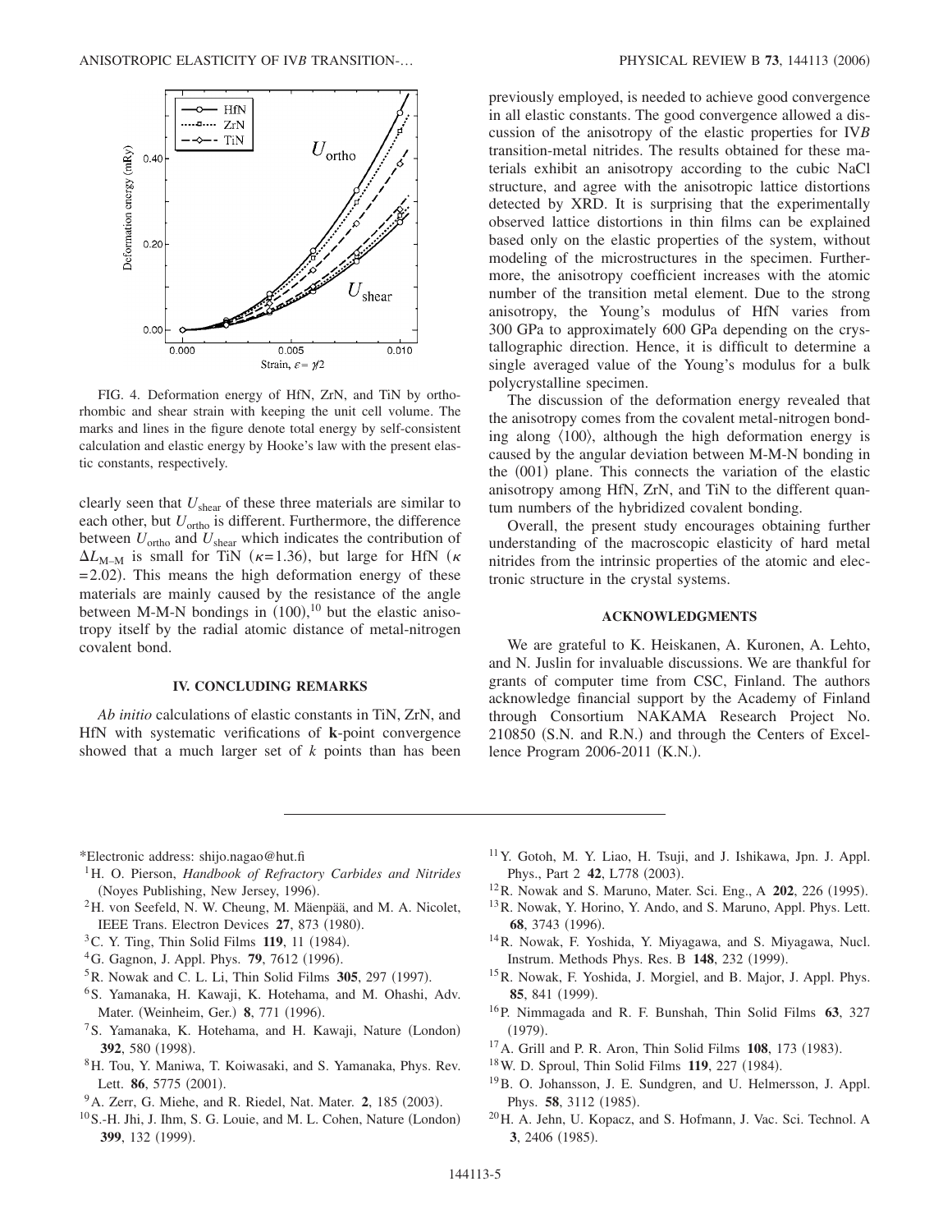FIG. 4. Deformation energy of HfN, ZrN, and TiN by orthorhombic and shear strain with keeping the unit cell volume. The marks and lines in the figure denote total energy by self-consistent calculation and elastic energy by Hooke's law with the present elastic constants, respectively.

clearly seen that $U_{\rm shear}$ of these three materials are similar to each other, but $U_{\rm ortho}$ is different. Furthermore, the difference between $U_{\rm ortho}$ and $U_{\rm shear}$ which indicates the contribution of $\Delta L_{\rm M-M}$ is small for TiN ($\kappa=1.36$), but large for HfN ($\kappa=2.02$). This means the high deformation energy of these materials are mainly caused by the resistance of the angle between M-M-N bondings in (100),[10] but the elastic anisotropy itself by the radial atomic distance of metal-nitrogen covalent bond.

## IV. CONCLUDING REMARKS

*Ab initio* calculations of elastic constants in TiN, ZrN, and HfN with systematic verifications of **k**-point convergence showed that a much larger set of $k$ points than has been previously employed, is needed to achieve good convergence in all elastic constants. The good convergence allowed a discussion of the anisotropy of the elastic properties for IV*B* transition-metal nitrides. The results obtained for these materials exhibit an anisotropy according to the cubic NaCl structure, and agree with the anisotropic lattice distortions detected by XRD. It is surprising that the experimentally observed lattice distortions in thin films can be explained based only on the elastic properties of the system, without modeling of the microstructures in the specimen. Furthermore, the anisotropy coefficient increases with the atomic number of the transition metal element. Due to the strong anisotropy, the Young's modulus of HfN varies from 300 GPa to approximately 600 GPa depending on the crystallographic direction. Hence, it is difficult to determine a single averaged value of the Young's modulus for a bulk polycrystalline specimen.

The discussion of the deformation energy revealed that the anisotropy comes from the covalent metal-nitrogen bonding along ⟨100⟩, although the high deformation energy is caused by the angular deviation between M-M-N bonding in the (001) plane. This connects the variation of the elastic anisotropy among HfN, ZrN, and TiN to the different quantum numbers of the hybridized covalent bonding.

Overall, the present study encourages obtaining further understanding of the macroscopic elasticity of hard metal nitrides from the intrinsic properties of the atomic and electronic structure in the crystal systems.

## ACKNOWLEDGMENTS

We are grateful to K. Heiskanen, A. Kuronen, A. Lehto, and N. Juslin for invaluable discussions. We are thankful for grants of computer time from CSC, Finland. The authors acknowledge financial support by the Academy of Finland through Consortium NAKAMA Research Project No. 210850 (S.N. and R.N.) and through the Centers of Excellence Program 2006-2011 (K.N.).

---

*Electronic address: shijo.nagao@hut.fi

[1] H. O. Pierson, *Handbook of Refractory Carbides and Nitrides* (Noyes Publishing, New Jersey, 1996).

[2] H. von Seefeld, N. W. Cheung, M. Mäenpää, and M. A. Nicolet, IEEE Trans. Electron Devices **27**, 873 (1980).

[3] C. Y. Ting, Thin Solid Films **119**, 11 (1984).

[4] G. Gagnon, J. Appl. Phys. **79**, 7612 (1996).

[5] R. Nowak and C. L. Li, Thin Solid Films **305**, 297 (1997).

[6] S. Yamanaka, H. Kawaji, K. Hotehama, and M. Ohashi, Adv. Mater. (Weinheim, Ger.) **8**, 771 (1996).

[7] S. Yamanaka, K. Hotehama, and H. Kawaji, Nature (London) **392**, 580 (1998).

[8] H. Tou, Y. Maniwa, T. Koiwasaki, and S. Yamanaka, Phys. Rev. Lett. **86**, 5775 (2001).

[9] A. Zerr, G. Miehe, and R. Riedel, Nat. Mater. **2**, 185 (2003).

[10] S.-H. Jhi, J. Ihm, S. G. Louie, and M. L. Cohen, Nature (London) **399**, 132 (1999).

[11] Y. Gotoh, M. Y. Liao, H. Tsuji, and J. Ishikawa, Jpn. J. Appl. Phys., Part 2 **42**, L778 (2003).

[12] R. Nowak and S. Maruno, Mater. Sci. Eng., A **202**, 226 (1995).

[13] R. Nowak, Y. Horino, Y. Ando, and S. Maruno, Appl. Phys. Lett. **68**, 3743 (1996).

[14] R. Nowak, F. Yoshida, Y. Miyagawa, and S. Miyagawa, Nucl. Instrum. Methods Phys. Res. B **148**, 232 (1999).

[15] R. Nowak, F. Yoshida, J. Morgiel, and B. Major, J. Appl. Phys. **85**, 841 (1999).

[16] P. Nimmagada and R. F. Bunshah, Thin Solid Films **63**, 327 (1979).

[17] A. Grill and P. R. Aron, Thin Solid Films **108**, 173 (1983).

[18] W. D. Sproul, Thin Solid Films **119**, 227 (1984).

[19] B. O. Johansson, J. E. Sundgren, and U. Helmersson, J. Appl. Phys. **58**, 3112 (1985).

[20] H. A. Jehn, U. Kopacz, and S. Hofmann, J. Vac. Sci. Technol. A **3**, 2406 (1985).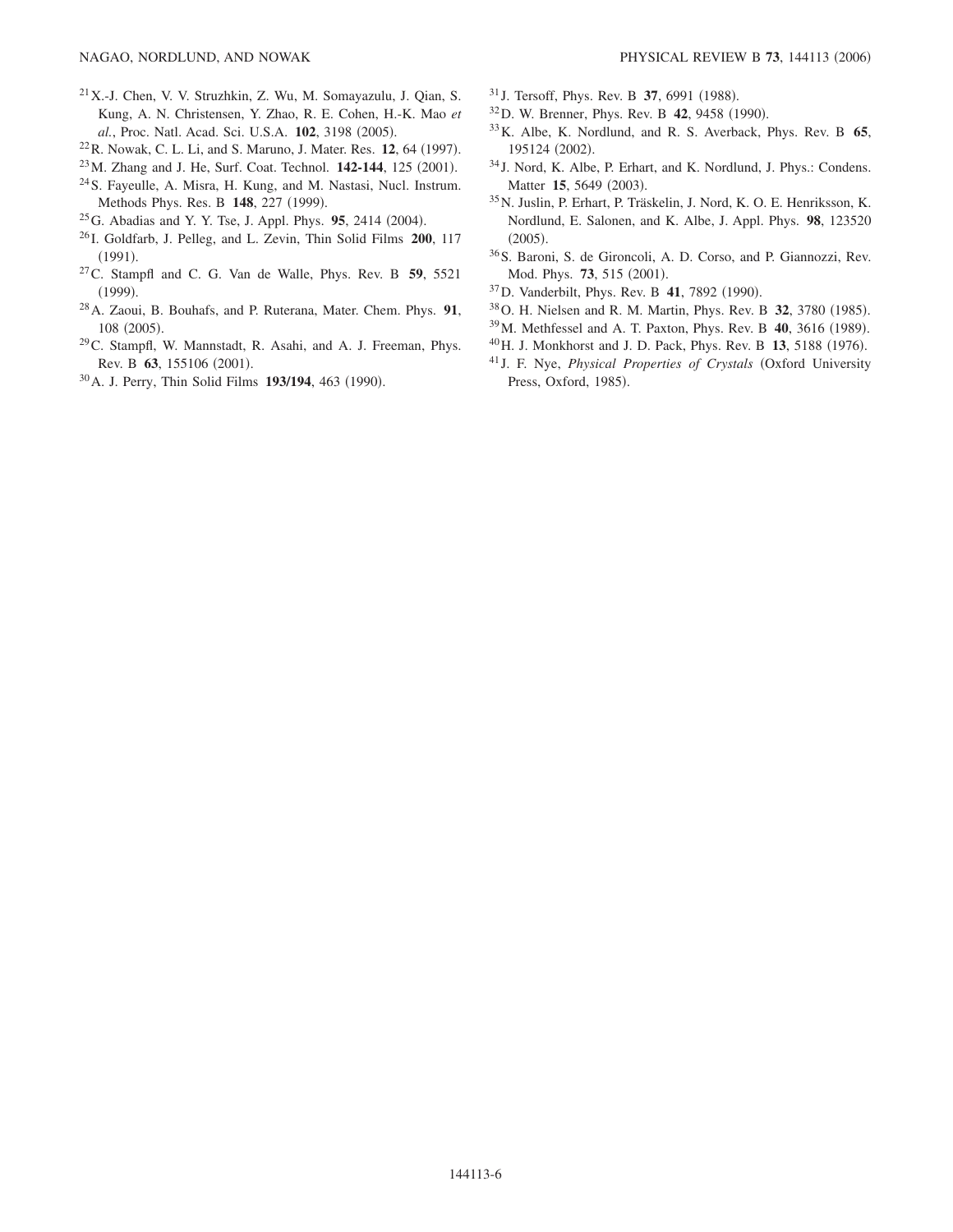[21] X.-J. Chen, V. V. Struzhkin, Z. Wu, M. Somayazulu, J. Qian, S. Kung, A. N. Christensen, Y. Zhao, R. E. Cohen, H.-K. Mao *et al.*, Proc. Natl. Acad. Sci. U.S.A. **102**, 3198 (2005).

[22] R. Nowak, C. L. Li, and S. Maruno, J. Mater. Res. **12**, 64 (1997).

[23] M. Zhang and J. He, Surf. Coat. Technol. **142-144**, 125 (2001).

[24] S. Fayeulle, A. Misra, H. Kung, and M. Nastasi, Nucl. Instrum. Methods Phys. Res. B **148**, 227 (1999).

[25] G. Abadias and Y. Y. Tse, J. Appl. Phys. **95**, 2414 (2004).

[26] I. Goldfarb, J. Pelleg, and L. Zevin, Thin Solid Films **200**, 117 (1991).

[27] C. Stampfl and C. G. Van de Walle, Phys. Rev. B **59**, 5521 (1999).

[28] A. Zaoui, B. Bouhafs, and P. Ruterana, Mater. Chem. Phys. **91**, 108 (2005).

[29] C. Stampfl, W. Mannstadt, R. Asahi, and A. J. Freeman, Phys. Rev. B **63**, 155106 (2001).

[30] A. J. Perry, Thin Solid Films **193/194**, 463 (1990).

[31] J. Tersoff, Phys. Rev. B **37**, 6991 (1988).

[32] D. W. Brenner, Phys. Rev. B **42**, 9458 (1990).

[33] K. Albe, K. Nordlund, and R. S. Averback, Phys. Rev. B **65**, 195124 (2002).

[34] J. Nord, K. Albe, P. Erhart, and K. Nordlund, J. Phys.: Condens. Matter **15**, 5649 (2003).

[35] N. Juslin, P. Erhart, P. Träskelin, J. Nord, K. O. E. Henriksson, K. Nordlund, E. Salonen, and K. Albe, J. Appl. Phys. **98**, 123520 (2005).

[36] S. Baroni, S. de Gironcoli, A. D. Corso, and P. Giannozzi, Rev. Mod. Phys. **73**, 515 (2001).

[37] D. Vanderbilt, Phys. Rev. B **41**, 7892 (1990).

[38] O. H. Nielsen and R. M. Martin, Phys. Rev. B **32**, 3780 (1985).

[39] M. Methfessel and A. T. Paxton, Phys. Rev. B **40**, 3616 (1989).

[40] H. J. Monkhorst and J. D. Pack, Phys. Rev. B **13**, 5188 (1976).

[41] J. F. Nye, *Physical Properties of Crystals* (Oxford University Press, Oxford, 1985).